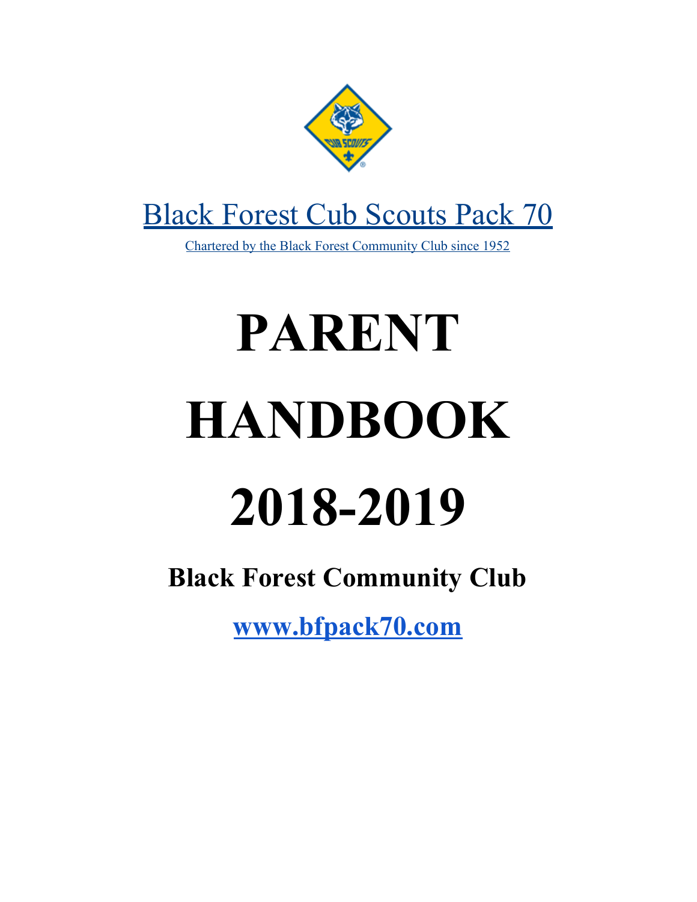Black Forest Cub Scouts Pack 70

Chartered by the Black Forest Community Club since 1952

# PARENT HANDBOOK 2018-2019

**Black Forest Community Club**

**www.bfpack70.com**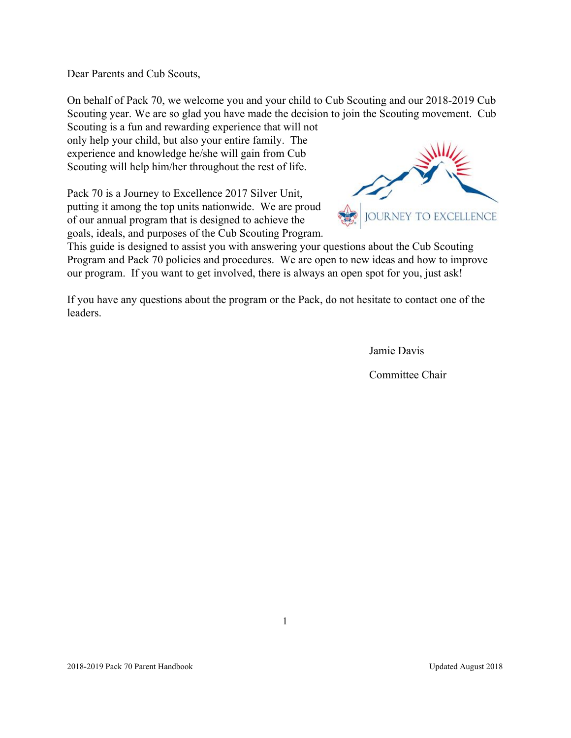Dear Parents and Cub Scouts,

On behalf of Pack 70, we welcome you and your child to Cub Scouting and our 2018-2019 Cub Scouting year. We are so glad you have made the decision to join the Scouting movement. Cub Scouting is a fun and rewarding experience that will not only help your child, but also your entire family. The experience and knowledge he/she will gain from Cub Scouting will help him/her throughout the rest of life.

Pack 70 is a Journey to Excellence 2017 Silver Unit, putting it among the top units nationwide. We are proud of our annual program that is designed to achieve the goals, ideals, and purposes of the Cub Scouting Program. This guide is designed to assist you with answering your questions about the Cub Scouting Program and Pack 70 policies and procedures. We are open to new ideas and how to improve our program. If you want to get involved, there is always an open spot for you, just ask!

If you have any questions about the program or the Pack, do not hesitate to contact one of the leaders.

Jamie Davis

Committee Chair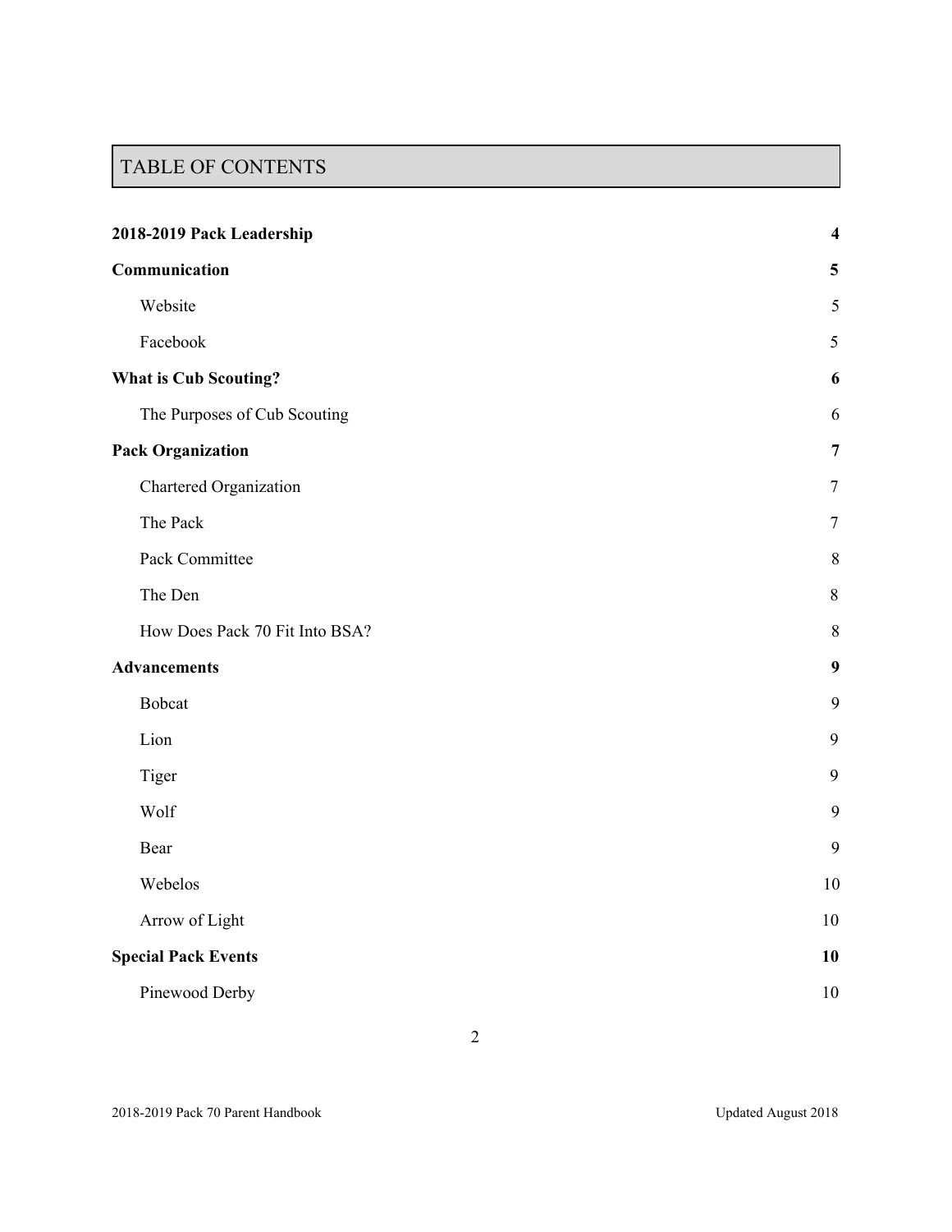# TABLE OF CONTENTS

**2018-2019 Pack Leadership** **4**

**Communication** **5**

- Website 5
- Facebook 5

**What is Cub Scouting?** **6**

- The Purposes of Cub Scouting 6

**Pack Organization** **7**

- Chartered Organization 7
- The Pack 7
- Pack Committee 8
- The Den 8
- How Does Pack 70 Fit Into BSA? 8

**Advancements** **9**

- Bobcat 9
- Lion 9
- Tiger 9
- Wolf 9
- Bear 9
- Webelos 10
- Arrow of Light 10

**Special Pack Events** **10**

- Pinewood Derby 10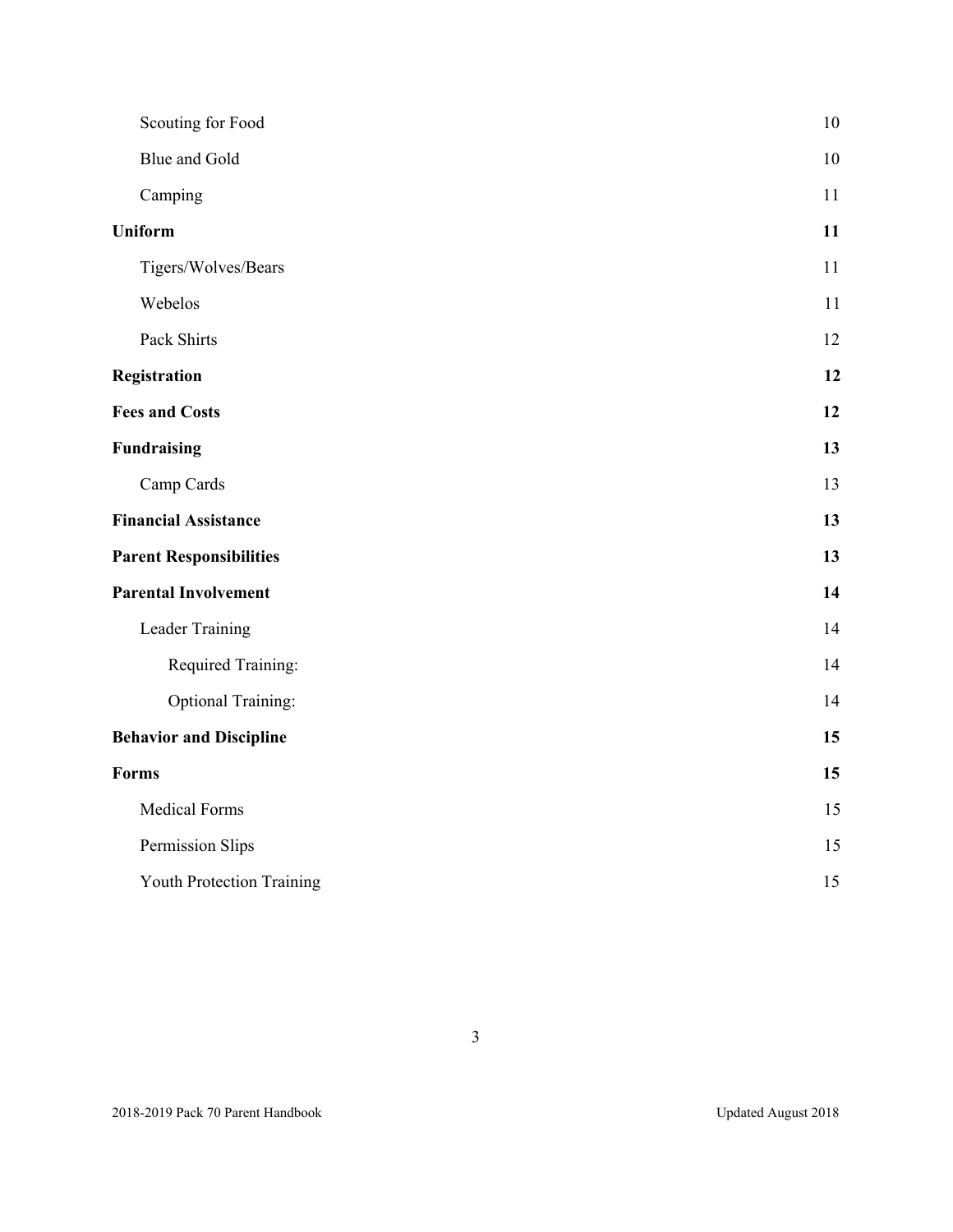| | |
|---|---|
| Scouting for Food | 10 |
| Blue and Gold | 10 |
| Camping | 11 |
| **Uniform** | **11** |
| Tigers/Wolves/Bears | 11 |
| Webelos | 11 |
| Pack Shirts | 12 |
| **Registration** | **12** |
| **Fees and Costs** | **12** |
| **Fundraising** | **13** |
| Camp Cards | 13 |
| **Financial Assistance** | **13** |
| **Parent Responsibilities** | **13** |
| **Parental Involvement** | **14** |
| Leader Training | 14 |
| Required Training: | 14 |
| Optional Training: | 14 |
| **Behavior and Discipline** | **15** |
| **Forms** | **15** |
| Medical Forms | 15 |
| Permission Slips | 15 |
| Youth Protection Training | 15 |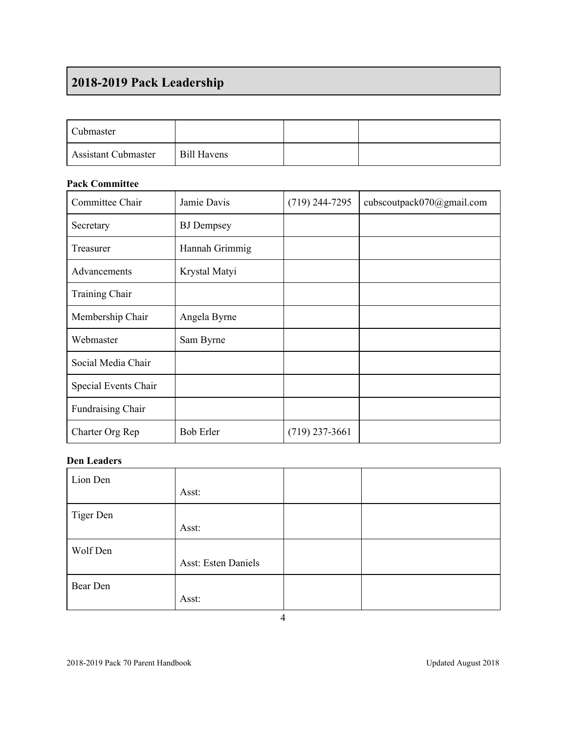## 2018-2019 Pack Leadership

| | | | |
|---|---|---|---|
| Cubmaster | | | |
| Assistant Cubmaster | Bill Havens | | |

**Pack Committee**

| | | | |
|---|---|---|---|
| Committee Chair | Jamie Davis | (719) 244-7295 | cubscoutpack070@gmail.com |
| Secretary | BJ Dempsey | | |
| Treasurer | Hannah Grimmig | | |
| Advancements | Krystal Matyi | | |
| Training Chair | | | |
| Membership Chair | Angela Byrne | | |
| Webmaster | Sam Byrne | | |
| Social Media Chair | | | |
| Special Events Chair | | | |
| Fundraising Chair | | | |
| Charter Org Rep | Bob Erler | (719) 237-3661 | |

**Den Leaders**

| | | | |
|---|---|---|---|
| Lion Den | Asst: | | |
| Tiger Den | Asst: | | |
| Wolf Den | Asst: Esten Daniels | | |
| Bear Den | Asst: | | |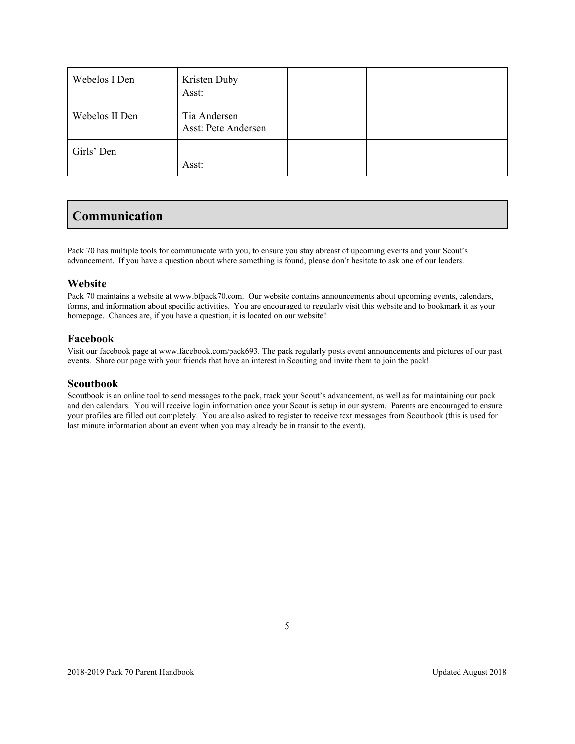| | | | |
|---|---|---|---|
| Webelos I Den | Kristen Duby<br>Asst: | | |
| Webelos II Den | Tia Andersen<br>Asst: Pete Andersen | | |
| Girls' Den | Asst: | | |

## Communication

Pack 70 has multiple tools for communicate with you, to ensure you stay abreast of upcoming events and your Scout's advancement. If you have a question about where something is found, please don't hesitate to ask one of our leaders.

### Website

Pack 70 maintains a website at www.bfpack70.com. Our website contains announcements about upcoming events, calendars, forms, and information about specific activities. You are encouraged to regularly visit this website and to bookmark it as your homepage. Chances are, if you have a question, it is located on our website!

### Facebook

Visit our facebook page at www.facebook.com/pack693. The pack regularly posts event announcements and pictures of our past events. Share our page with your friends that have an interest in Scouting and invite them to join the pack!

### Scoutbook

Scoutbook is an online tool to send messages to the pack, track your Scout's advancement, as well as for maintaining our pack and den calendars. You will receive login information once your Scout is setup in our system. Parents are encouraged to ensure your profiles are filled out completely. You are also asked to register to receive text messages from Scoutbook (this is used for last minute information about an event when you may already be in transit to the event).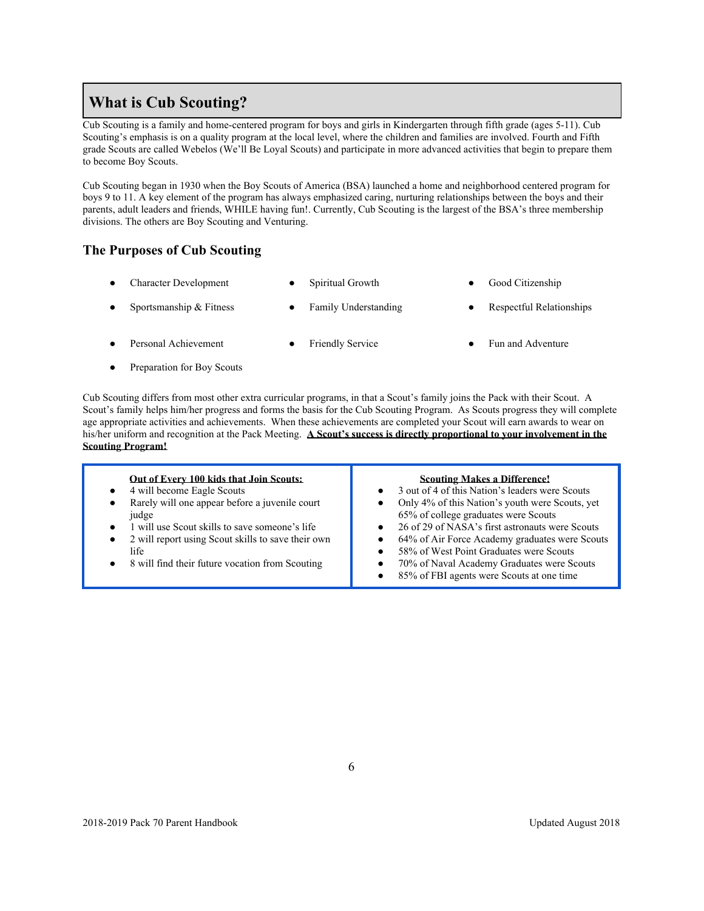# What is Cub Scouting?

Cub Scouting is a family and home-centered program for boys and girls in Kindergarten through fifth grade (ages 5-11). Cub Scouting's emphasis is on a quality program at the local level, where the children and families are involved. Fourth and Fifth grade Scouts are called Webelos (We'll Be Loyal Scouts) and participate in more advanced activities that begin to prepare them to become Boy Scouts.

Cub Scouting began in 1930 when the Boy Scouts of America (BSA) launched a home and neighborhood centered program for boys 9 to 11. A key element of the program has always emphasized caring, nurturing relationships between the boys and their parents, adult leaders and friends, WHILE having fun!. Currently, Cub Scouting is the largest of the BSA's three membership divisions. The others are Boy Scouting and Venturing.

## The Purposes of Cub Scouting

- Character Development
- Spiritual Growth
- Good Citizenship
- Sportsmanship & Fitness
- Family Understanding
- Respectful Relationships
- Personal Achievement
- Friendly Service
- Fun and Adventure
- Preparation for Boy Scouts

Cub Scouting differs from most other extra curricular programs, in that a Scout's family joins the Pack with their Scout. A Scout's family helps him/her progress and forms the basis for the Cub Scouting Program. As Scouts progress they will complete age appropriate activities and achievements. When these achievements are completed your Scout will earn awards to wear on his/her uniform and recognition at the Pack Meeting. **A Scout's success is directly proportional to your involvement in the Scouting Program!**

**Out of Every 100 kids that Join Scouts:**

- 4 will become Eagle Scouts
- Rarely will one appear before a juvenile court judge
- 1 will use Scout skills to save someone's life
- 2 will report using Scout skills to save their own life
- 8 will find their future vocation from Scouting

**Scouting Makes a Difference!**

- 3 out of 4 of this Nation's leaders were Scouts
- Only 4% of this Nation's youth were Scouts, yet 65% of college graduates were Scouts
- 26 of 29 of NASA's first astronauts were Scouts
- 64% of Air Force Academy graduates were Scouts
- 58% of West Point Graduates were Scouts
- 70% of Naval Academy Graduates were Scouts
- 85% of FBI agents were Scouts at one time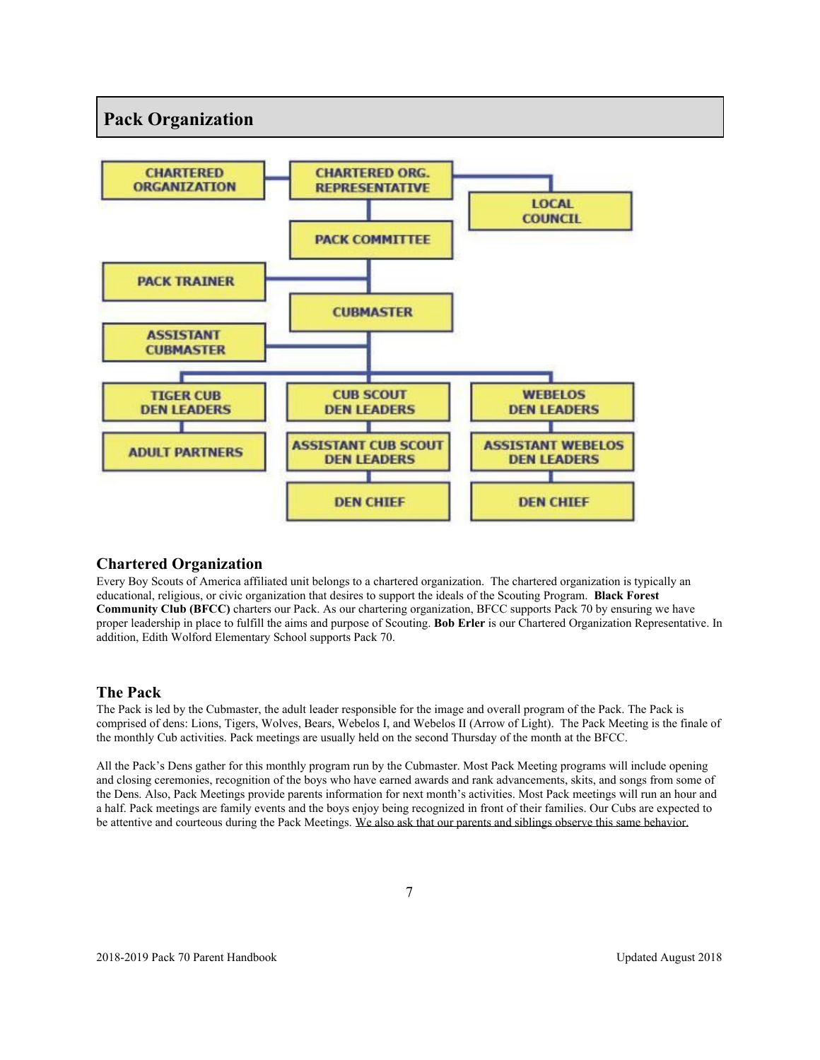## Pack Organization

CHARTERED ORGANIZATION

CHARTERED ORG. REPRESENTATIVE

LOCAL COUNCIL

PACK COMMITTEE

PACK TRAINER

CUBMASTER

ASSISTANT CUBMASTER

TIGER CUB DEN LEADERS

CUB SCOUT DEN LEADERS

WEBELOS DEN LEADERS

ADULT PARTNERS

ASSISTANT CUB SCOUT DEN LEADERS

ASSISTANT WEBELOS DEN LEADERS

DEN CHIEF

DEN CHIEF

### Chartered Organization

Every Boy Scouts of America affiliated unit belongs to a chartered organization. The chartered organization is typically an educational, religious, or civic organization that desires to support the ideals of the Scouting Program. **Black Forest Community Club (BFCC)** charters our Pack. As our chartering organization, BFCC supports Pack 70 by ensuring we have proper leadership in place to fulfill the aims and purpose of Scouting. **Bob Erler** is our Chartered Organization Representative. In addition, Edith Wolford Elementary School supports Pack 70.

### The Pack

The Pack is led by the Cubmaster, the adult leader responsible for the image and overall program of the Pack. The Pack is comprised of dens: Lions, Tigers, Wolves, Bears, Webelos I, and Webelos II (Arrow of Light). The Pack Meeting is the finale of the monthly Cub activities. Pack meetings are usually held on the second Thursday of the month at the BFCC.

All the Pack's Dens gather for this monthly program run by the Cubmaster. Most Pack Meeting programs will include opening and closing ceremonies, recognition of the boys who have earned awards and rank advancements, skits, and songs from some of the Dens. Also, Pack Meetings provide parents information for next month's activities. Most Pack meetings will run an hour and a half. Pack meetings are family events and the boys enjoy being recognized in front of their families. Our Cubs are expected to be attentive and courteous during the Pack Meetings. We also ask that our parents and siblings observe this same behavior.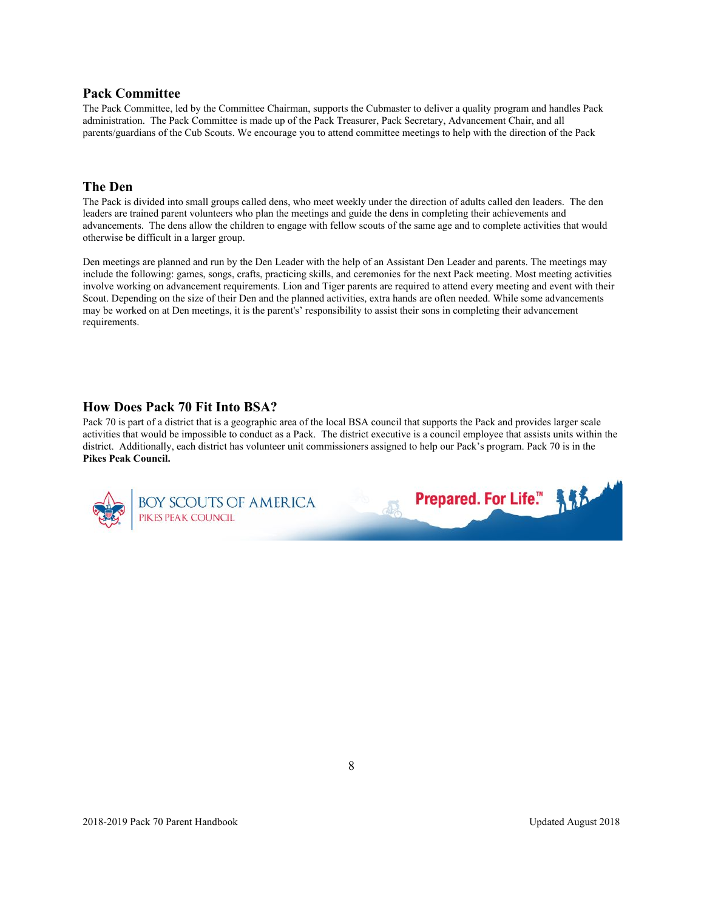## Pack Committee

The Pack Committee, led by the Committee Chairman, supports the Cubmaster to deliver a quality program and handles Pack administration. The Pack Committee is made up of the Pack Treasurer, Pack Secretary, Advancement Chair, and all parents/guardians of the Cub Scouts. We encourage you to attend committee meetings to help with the direction of the Pack

## The Den

The Pack is divided into small groups called dens, who meet weekly under the direction of adults called den leaders. The den leaders are trained parent volunteers who plan the meetings and guide the dens in completing their achievements and advancements. The dens allow the children to engage with fellow scouts of the same age and to complete activities that would otherwise be difficult in a larger group.

Den meetings are planned and run by the Den Leader with the help of an Assistant Den Leader and parents. The meetings may include the following: games, songs, crafts, practicing skills, and ceremonies for the next Pack meeting. Most meeting activities involve working on advancement requirements. Lion and Tiger parents are required to attend every meeting and event with their Scout. Depending on the size of their Den and the planned activities, extra hands are often needed. While some advancements may be worked on at Den meetings, it is the parent's' responsibility to assist their sons in completing their advancement requirements.

## How Does Pack 70 Fit Into BSA?

Pack 70 is part of a district that is a geographic area of the local BSA council that supports the Pack and provides larger scale activities that would be impossible to conduct as a Pack. The district executive is a council employee that assists units within the district. Additionally, each district has volunteer unit commissioners assigned to help our Pack's program. Pack 70 is in the **Pikes Peak Council.**

BOY SCOUTS OF AMERICA
PIKES PEAK COUNCIL
Prepared. For Life.™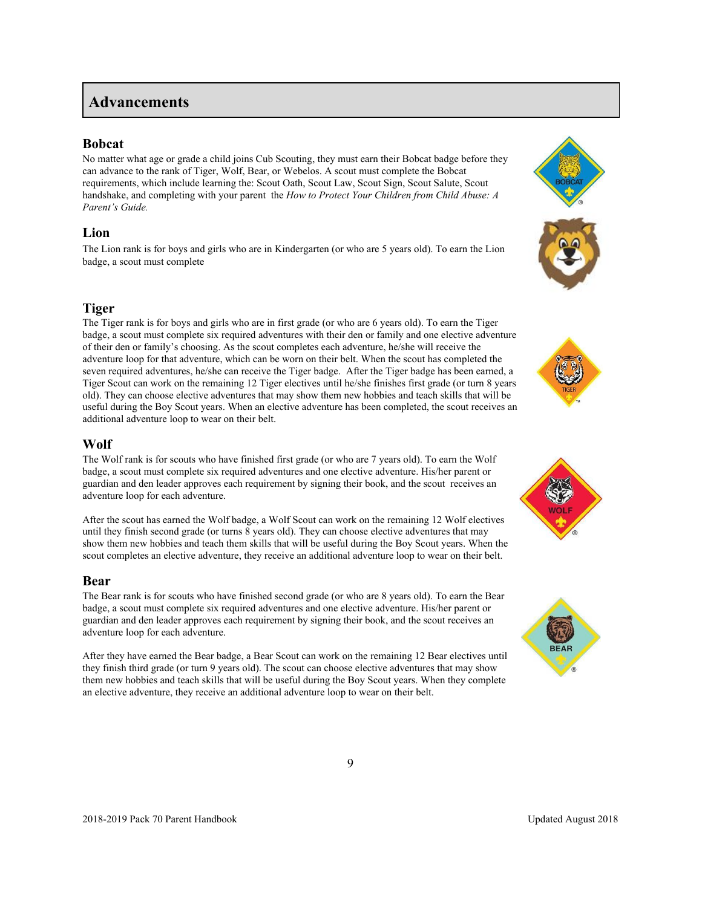## Advancements

### Bobcat

No matter what age or grade a child joins Cub Scouting, they must earn their Bobcat badge before they can advance to the rank of Tiger, Wolf, Bear, or Webelos. A scout must complete the Bobcat requirements, which include learning the: Scout Oath, Scout Law, Scout Sign, Scout Salute, Scout handshake, and completing with your parent the *How to Protect Your Children from Child Abuse: A Parent's Guide.*

### Lion

The Lion rank is for boys and girls who are in Kindergarten (or who are 5 years old). To earn the Lion badge, a scout must complete

### Tiger

The Tiger rank is for boys and girls who are in first grade (or who are 6 years old). To earn the Tiger badge, a scout must complete six required adventures with their den or family and one elective adventure of their den or family's choosing. As the scout completes each adventure, he/she will receive the adventure loop for that adventure, which can be worn on their belt. When the scout has completed the seven required adventures, he/she can receive the Tiger badge. After the Tiger badge has been earned, a Tiger Scout can work on the remaining 12 Tiger electives until he/she finishes first grade (or turn 8 years old). They can choose elective adventures that may show them new hobbies and teach skills that will be useful during the Boy Scout years. When an elective adventure has been completed, the scout receives an additional adventure loop to wear on their belt.

### Wolf

The Wolf rank is for scouts who have finished first grade (or who are 7 years old). To earn the Wolf badge, a scout must complete six required adventures and one elective adventure. His/her parent or guardian and den leader approves each requirement by signing their book, and the scout receives an adventure loop for each adventure.

After the scout has earned the Wolf badge, a Wolf Scout can work on the remaining 12 Wolf electives until they finish second grade (or turns 8 years old). They can choose elective adventures that may show them new hobbies and teach them skills that will be useful during the Boy Scout years. When the scout completes an elective adventure, they receive an additional adventure loop to wear on their belt.

### Bear

The Bear rank is for scouts who have finished second grade (or who are 8 years old). To earn the Bear badge, a scout must complete six required adventures and one elective adventure. His/her parent or guardian and den leader approves each requirement by signing their book, and the scout receives an adventure loop for each adventure.

After they have earned the Bear badge, a Bear Scout can work on the remaining 12 Bear electives until they finish third grade (or turn 9 years old). The scout can choose elective adventures that may show them new hobbies and teach skills that will be useful during the Boy Scout years. When they complete an elective adventure, they receive an additional adventure loop to wear on their belt.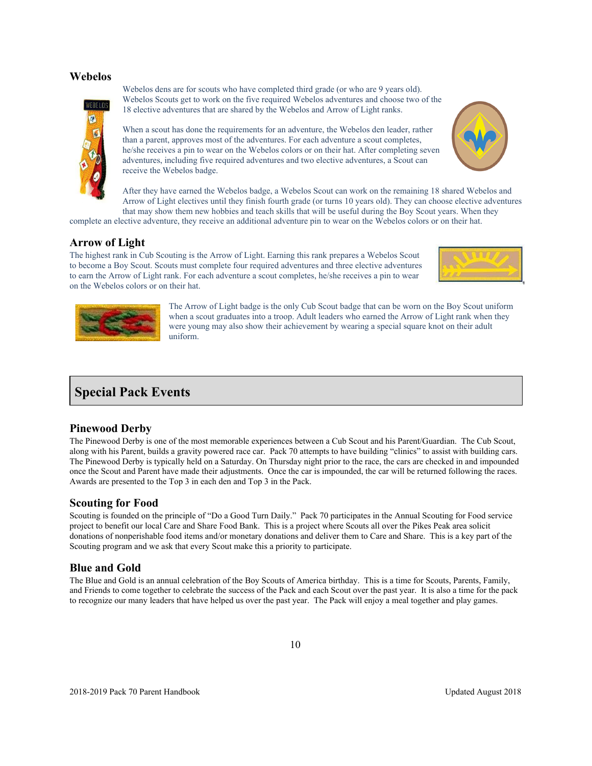## Webelos

Webelos dens are for scouts who have completed third grade (or who are 9 years old). Webelos Scouts get to work on the five required Webelos adventures and choose two of the 18 elective adventures that are shared by the Webelos and Arrow of Light ranks.

When a scout has done the requirements for an adventure, the Webelos den leader, rather than a parent, approves most of the adventures. For each adventure a scout completes, he/she receives a pin to wear on the Webelos colors or on their hat. After completing seven adventures, including five required adventures and two elective adventures, a Scout can receive the Webelos badge.

After they have earned the Webelos badge, a Webelos Scout can work on the remaining 18 shared Webelos and Arrow of Light electives until they finish fourth grade (or turns 10 years old). They can choose elective adventures that may show them new hobbies and teach skills that will be useful during the Boy Scout years. When they complete an elective adventure, they receive an additional adventure pin to wear on the Webelos colors or on their hat.

## Arrow of Light

The highest rank in Cub Scouting is the Arrow of Light. Earning this rank prepares a Webelos Scout to become a Boy Scout. Scouts must complete four required adventures and three elective adventures to earn the Arrow of Light rank. For each adventure a scout completes, he/she receives a pin to wear on the Webelos colors or on their hat.

The Arrow of Light badge is the only Cub Scout badge that can be worn on the Boy Scout uniform when a scout graduates into a troop. Adult leaders who earned the Arrow of Light rank when they were young may also show their achievement by wearing a special square knot on their adult uniform.

# Special Pack Events

## Pinewood Derby

The Pinewood Derby is one of the most memorable experiences between a Cub Scout and his Parent/Guardian. The Cub Scout, along with his Parent, builds a gravity powered race car. Pack 70 attempts to have building "clinics" to assist with building cars. The Pinewood Derby is typically held on a Saturday. On Thursday night prior to the race, the cars are checked in and impounded once the Scout and Parent have made their adjustments. Once the car is impounded, the car will be returned following the races. Awards are presented to the Top 3 in each den and Top 3 in the Pack.

## Scouting for Food

Scouting is founded on the principle of "Do a Good Turn Daily." Pack 70 participates in the Annual Scouting for Food service project to benefit our local Care and Share Food Bank. This is a project where Scouts all over the Pikes Peak area solicit donations of nonperishable food items and/or monetary donations and deliver them to Care and Share. This is a key part of the Scouting program and we ask that every Scout make this a priority to participate.

## Blue and Gold

The Blue and Gold is an annual celebration of the Boy Scouts of America birthday. This is a time for Scouts, Parents, Family, and Friends to come together to celebrate the success of the Pack and each Scout over the past year. It is also a time for the pack to recognize our many leaders that have helped us over the past year. The Pack will enjoy a meal together and play games.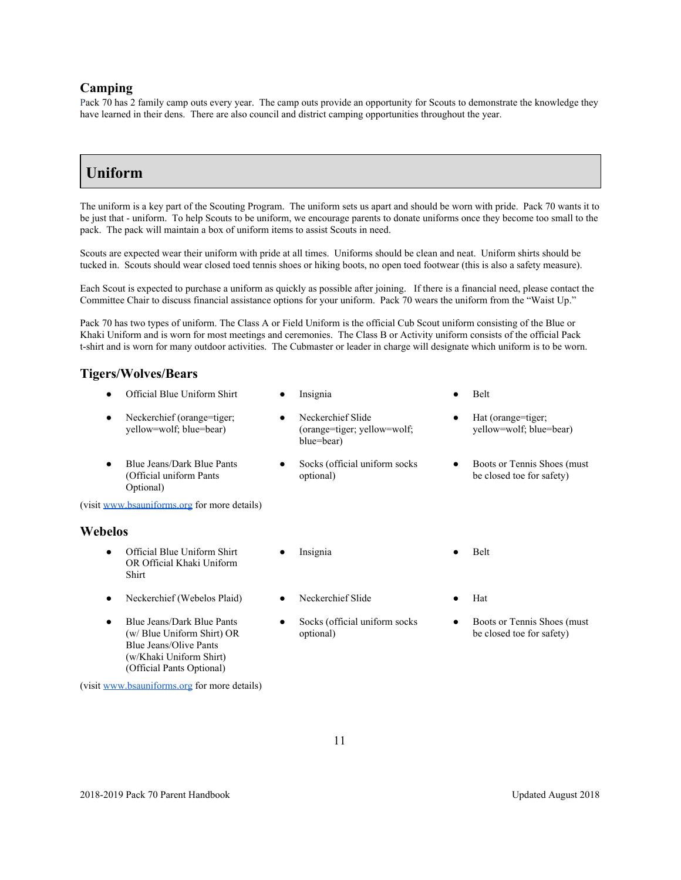## Camping

Pack 70 has 2 family camp outs every year. The camp outs provide an opportunity for Scouts to demonstrate the knowledge they have learned in their dens. There are also council and district camping opportunities throughout the year.

# Uniform

The uniform is a key part of the Scouting Program. The uniform sets us apart and should be worn with pride. Pack 70 wants it to be just that - uniform. To help Scouts to be uniform, we encourage parents to donate uniforms once they become too small to the pack. The pack will maintain a box of uniform items to assist Scouts in need.

Scouts are expected wear their uniform with pride at all times. Uniforms should be clean and neat. Uniform shirts should be tucked in. Scouts should wear closed toed tennis shoes or hiking boots, no open toed footwear (this is also a safety measure).

Each Scout is expected to purchase a uniform as quickly as possible after joining. If there is a financial need, please contact the Committee Chair to discuss financial assistance options for your uniform. Pack 70 wears the uniform from the "Waist Up."

Pack 70 has two types of uniform. The Class A or Field Uniform is the official Cub Scout uniform consisting of the Blue or Khaki Uniform and is worn for most meetings and ceremonies. The Class B or Activity uniform consists of the official Pack t-shirt and is worn for many outdoor activities. The Cubmaster or leader in charge will designate which uniform is to be worn.

## Tigers/Wolves/Bears

- Official Blue Uniform Shirt
- Insignia
- Belt
- Neckerchief (orange=tiger; yellow=wolf; blue=bear)
- Neckerchief Slide (orange=tiger; yellow=wolf; blue=bear)
- Hat (orange=tiger; yellow=wolf; blue=bear)
- Blue Jeans/Dark Blue Pants (Official uniform Pants Optional)
- Socks (official uniform socks optional)
- Boots or Tennis Shoes (must be closed toe for safety)

(visit www.bsauniforms.org for more details)

## Webelos

- Official Blue Uniform Shirt OR Official Khaki Uniform Shirt
- Insignia
- Belt
- Neckerchief (Webelos Plaid)
- Neckerchief Slide
- Hat
- Blue Jeans/Dark Blue Pants (w/ Blue Uniform Shirt) OR Blue Jeans/Olive Pants (w/Khaki Uniform Shirt) (Official Pants Optional)
- Socks (official uniform socks optional)
- Boots or Tennis Shoes (must be closed toe for safety)

(visit www.bsauniforms.org for more details)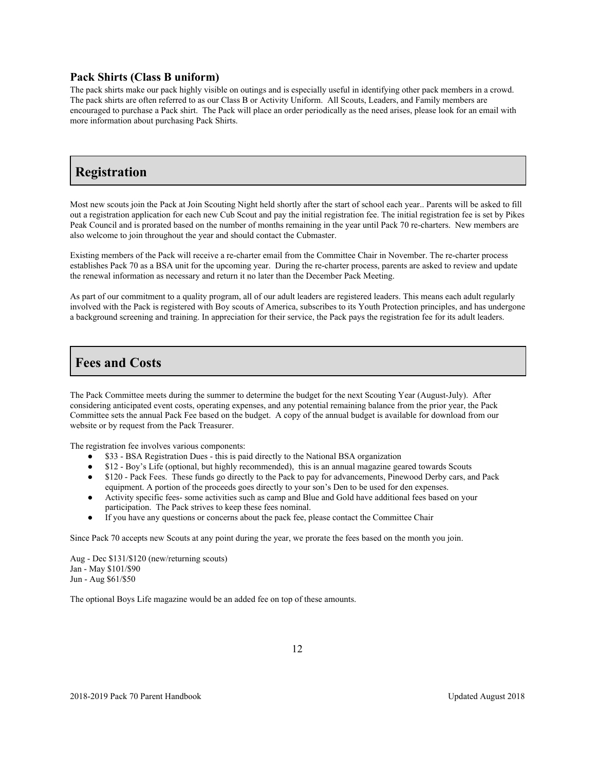### Pack Shirts (Class B uniform)

The pack shirts make our pack highly visible on outings and is especially useful in identifying other pack members in a crowd. The pack shirts are often referred to as our Class B or Activity Uniform. All Scouts, Leaders, and Family members are encouraged to purchase a Pack shirt. The Pack will place an order periodically as the need arises, please look for an email with more information about purchasing Pack Shirts.

## Registration

Most new scouts join the Pack at Join Scouting Night held shortly after the start of school each year.. Parents will be asked to fill out a registration application for each new Cub Scout and pay the initial registration fee. The initial registration fee is set by Pikes Peak Council and is prorated based on the number of months remaining in the year until Pack 70 re-charters. New members are also welcome to join throughout the year and should contact the Cubmaster.

Existing members of the Pack will receive a re-charter email from the Committee Chair in November. The re-charter process establishes Pack 70 as a BSA unit for the upcoming year. During the re-charter process, parents are asked to review and update the renewal information as necessary and return it no later than the December Pack Meeting.

As part of our commitment to a quality program, all of our adult leaders are registered leaders. This means each adult regularly involved with the Pack is registered with Boy scouts of America, subscribes to its Youth Protection principles, and has undergone a background screening and training. In appreciation for their service, the Pack pays the registration fee for its adult leaders.

## Fees and Costs

The Pack Committee meets during the summer to determine the budget for the next Scouting Year (August-July). After considering anticipated event costs, operating expenses, and any potential remaining balance from the prior year, the Pack Committee sets the annual Pack Fee based on the budget. A copy of the annual budget is available for download from our website or by request from the Pack Treasurer.

The registration fee involves various components:

- $33 - BSA Registration Dues - this is paid directly to the National BSA organization
- $12 - Boy's Life (optional, but highly recommended), this is an annual magazine geared towards Scouts
- $120 - Pack Fees. These funds go directly to the Pack to pay for advancements, Pinewood Derby cars, and Pack equipment. A portion of the proceeds goes directly to your son's Den to be used for den expenses.
- Activity specific fees- some activities such as camp and Blue and Gold have additional fees based on your participation. The Pack strives to keep these fees nominal.
- If you have any questions or concerns about the pack fee, please contact the Committee Chair

Since Pack 70 accepts new Scouts at any point during the year, we prorate the fees based on the month you join.

Aug - Dec $131/$120 (new/returning scouts)
Jan - May $101/$90
Jun - Aug $61/$50

The optional Boys Life magazine would be an added fee on top of these amounts.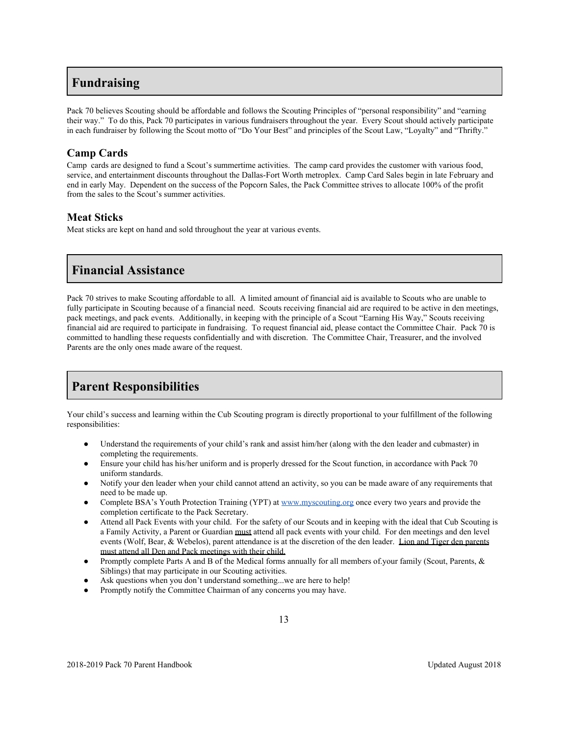## Fundraising

Pack 70 believes Scouting should be affordable and follows the Scouting Principles of "personal responsibility" and "earning their way." To do this, Pack 70 participates in various fundraisers throughout the year. Every Scout should actively participate in each fundraiser by following the Scout motto of "Do Your Best" and principles of the Scout Law, "Loyalty" and "Thrifty."

### Camp Cards

Camp cards are designed to fund a Scout's summertime activities. The camp card provides the customer with various food, service, and entertainment discounts throughout the Dallas-Fort Worth metroplex. Camp Card Sales begin in late February and end in early May. Dependent on the success of the Popcorn Sales, the Pack Committee strives to allocate 100% of the profit from the sales to the Scout's summer activities.

### Meat Sticks

Meat sticks are kept on hand and sold throughout the year at various events.

## Financial Assistance

Pack 70 strives to make Scouting affordable to all. A limited amount of financial aid is available to Scouts who are unable to fully participate in Scouting because of a financial need. Scouts receiving financial aid are required to be active in den meetings, pack meetings, and pack events. Additionally, in keeping with the principle of a Scout "Earning His Way," Scouts receiving financial aid are required to participate in fundraising. To request financial aid, please contact the Committee Chair. Pack 70 is committed to handling these requests confidentially and with discretion. The Committee Chair, Treasurer, and the involved Parents are the only ones made aware of the request.

## Parent Responsibilities

Your child's success and learning within the Cub Scouting program is directly proportional to your fulfillment of the following responsibilities:

- Understand the requirements of your child's rank and assist him/her (along with the den leader and cubmaster) in completing the requirements.
- Ensure your child has his/her uniform and is properly dressed for the Scout function, in accordance with Pack 70 uniform standards.
- Notify your den leader when your child cannot attend an activity, so you can be made aware of any requirements that need to be made up.
- Complete BSA's Youth Protection Training (YPT) at [www.myscouting.org](http://www.myscouting.org) once every two years and provide the completion certificate to the Pack Secretary.
- Attend all Pack Events with your child. For the safety of our Scouts and in keeping with the ideal that Cub Scouting is a Family Activity, a Parent or Guardian <u>must</u> attend all pack events with your child. For den meetings and den level events (Wolf, Bear, & Webelos), parent attendance is at the discretion of the den leader. <u>Lion and Tiger den parents must attend all Den and Pack meetings with their child.</u>
- Promptly complete Parts A and B of the Medical forms annually for all members of.your family (Scout, Parents, & Siblings) that may participate in our Scouting activities.
- Ask questions when you don't understand something...we are here to help!
- Promptly notify the Committee Chairman of any concerns you may have.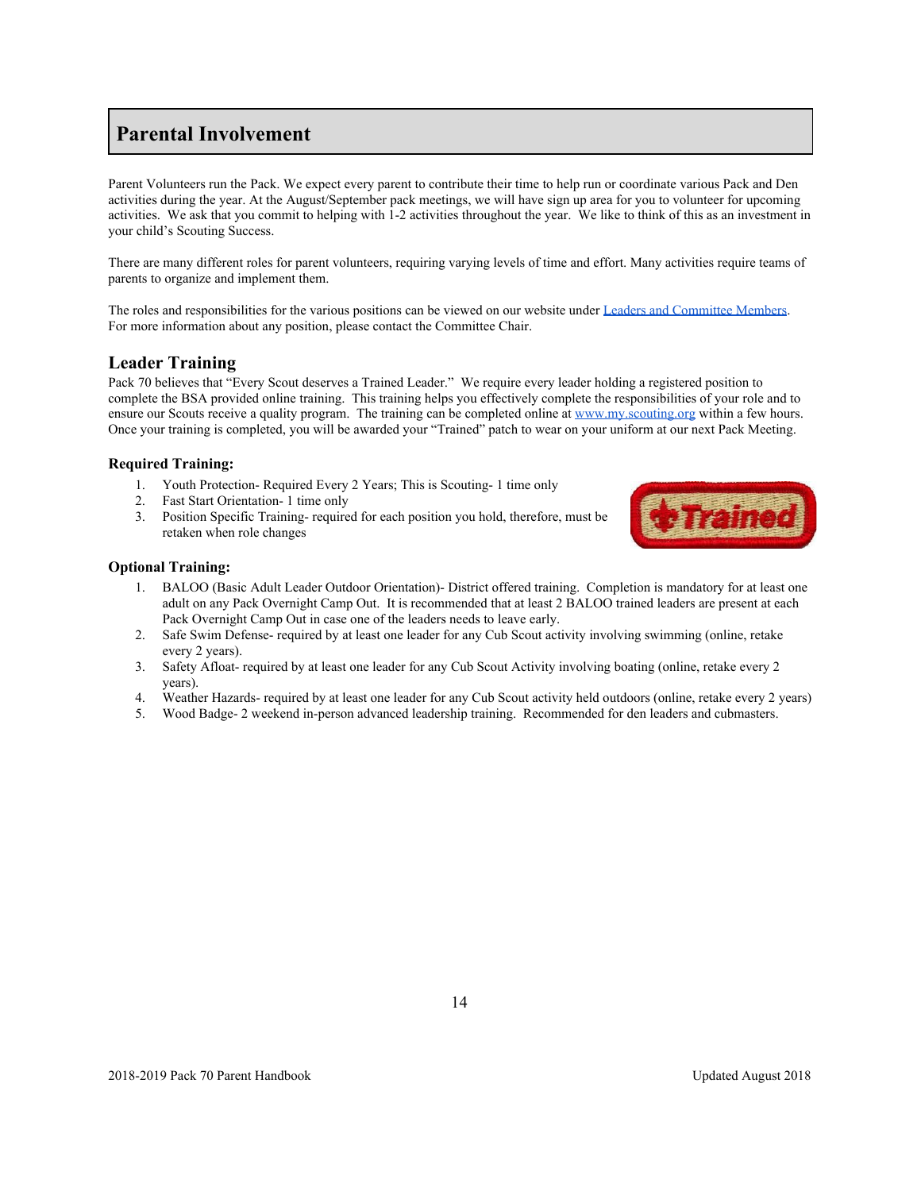# Parental Involvement

Parent Volunteers run the Pack. We expect every parent to contribute their time to help run or coordinate various Pack and Den activities during the year. At the August/September pack meetings, we will have sign up area for you to volunteer for upcoming activities. We ask that you commit to helping with 1-2 activities throughout the year. We like to think of this as an investment in your child's Scouting Success.

There are many different roles for parent volunteers, requiring varying levels of time and effort. Many activities require teams of parents to organize and implement them.

The roles and responsibilities for the various positions can be viewed on our website under [Leaders and Committee Members](). For more information about any position, please contact the Committee Chair.

## Leader Training

Pack 70 believes that "Every Scout deserves a Trained Leader." We require every leader holding a registered position to complete the BSA provided online training. This training helps you effectively complete the responsibilities of your role and to ensure our Scouts receive a quality program. The training can be completed online at [www.my.scouting.org](www.my.scouting.org) within a few hours. Once your training is completed, you will be awarded your "Trained" patch to wear on your uniform at our next Pack Meeting.

### Required Training:

1. Youth Protection- Required Every 2 Years; This is Scouting- 1 time only
2. Fast Start Orientation- 1 time only
3. Position Specific Training- required for each position you hold, therefore, must be retaken when role changes

### Optional Training:

1. BALOO (Basic Adult Leader Outdoor Orientation)- District offered training. Completion is mandatory for at least one adult on any Pack Overnight Camp Out. It is recommended that at least 2 BALOO trained leaders are present at each Pack Overnight Camp Out in case one of the leaders needs to leave early.
2. Safe Swim Defense- required by at least one leader for any Cub Scout activity involving swimming (online, retake every 2 years).
3. Safety Afloat- required by at least one leader for any Cub Scout Activity involving boating (online, retake every 2 years).
4. Weather Hazards- required by at least one leader for any Cub Scout activity held outdoors (online, retake every 2 years)
5. Wood Badge- 2 weekend in-person advanced leadership training. Recommended for den leaders and cubmasters.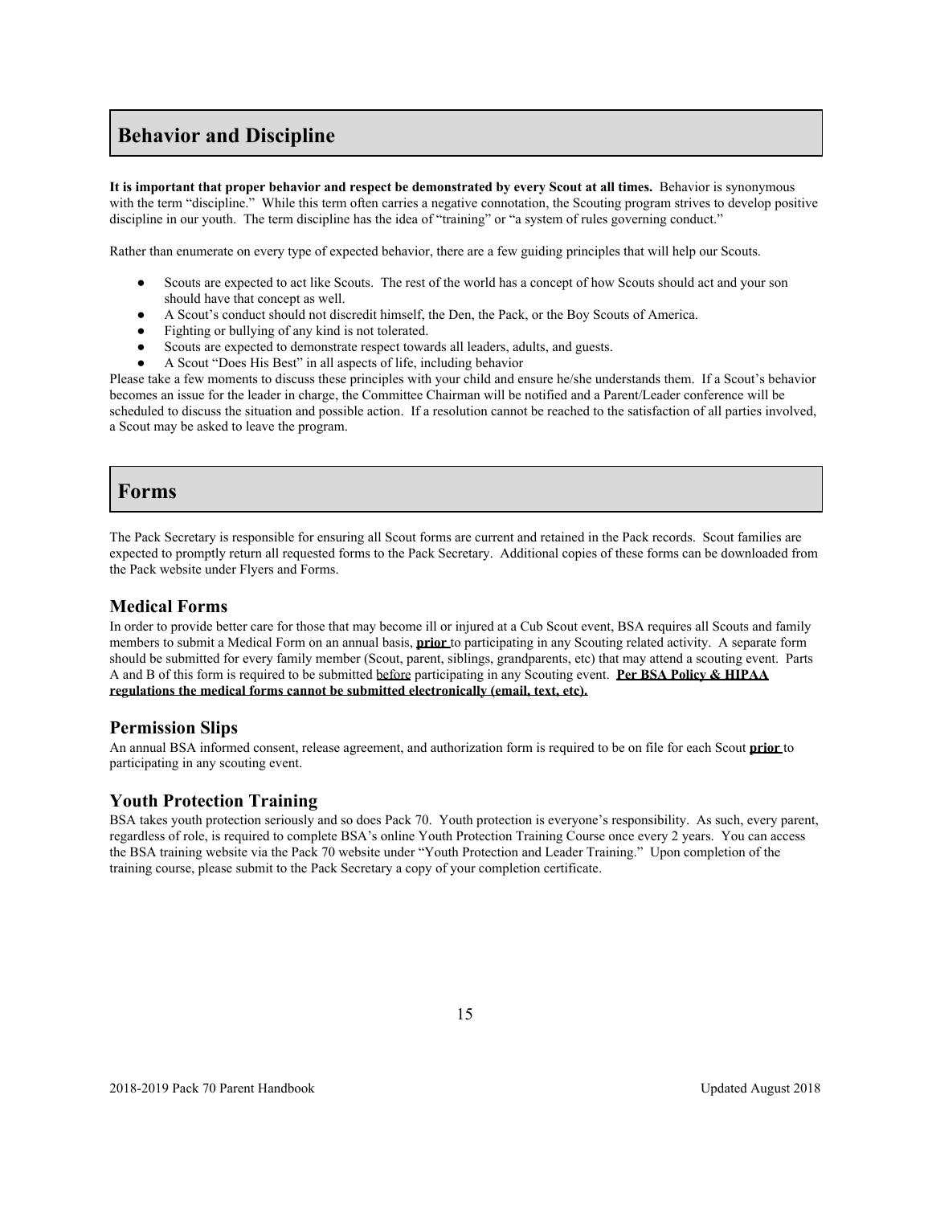## Behavior and Discipline

**It is important that proper behavior and respect be demonstrated by every Scout at all times.** Behavior is synonymous with the term "discipline." While this term often carries a negative connotation, the Scouting program strives to develop positive discipline in our youth. The term discipline has the idea of "training" or "a system of rules governing conduct."

Rather than enumerate on every type of expected behavior, there are a few guiding principles that will help our Scouts.

- Scouts are expected to act like Scouts. The rest of the world has a concept of how Scouts should act and your son should have that concept as well.
- A Scout's conduct should not discredit himself, the Den, the Pack, or the Boy Scouts of America.
- Fighting or bullying of any kind is not tolerated.
- Scouts are expected to demonstrate respect towards all leaders, adults, and guests.
- A Scout "Does His Best" in all aspects of life, including behavior

Please take a few moments to discuss these principles with your child and ensure he/she understands them. If a Scout's behavior becomes an issue for the leader in charge, the Committee Chairman will be notified and a Parent/Leader conference will be scheduled to discuss the situation and possible action. If a resolution cannot be reached to the satisfaction of all parties involved, a Scout may be asked to leave the program.

## Forms

The Pack Secretary is responsible for ensuring all Scout forms are current and retained in the Pack records. Scout families are expected to promptly return all requested forms to the Pack Secretary. Additional copies of these forms can be downloaded from the Pack website under Flyers and Forms.

### Medical Forms

In order to provide better care for those that may become ill or injured at a Cub Scout event, BSA requires all Scouts and family members to submit a Medical Form on an annual basis, **prior** to participating in any Scouting related activity. A separate form should be submitted for every family member (Scout, parent, siblings, grandparents, etc) that may attend a scouting event. Parts A and B of this form is required to be submitted before participating in any Scouting event. **Per BSA Policy & HIPAA regulations the medical forms cannot be submitted electronically (email, text, etc).**

### Permission Slips

An annual BSA informed consent, release agreement, and authorization form is required to be on file for each Scout **prior** to participating in any scouting event.

### Youth Protection Training

BSA takes youth protection seriously and so does Pack 70. Youth protection is everyone's responsibility. As such, every parent, regardless of role, is required to complete BSA's online Youth Protection Training Course once every 2 years. You can access the BSA training website via the Pack 70 website under "Youth Protection and Leader Training." Upon completion of the training course, please submit to the Pack Secretary a copy of your completion certificate.